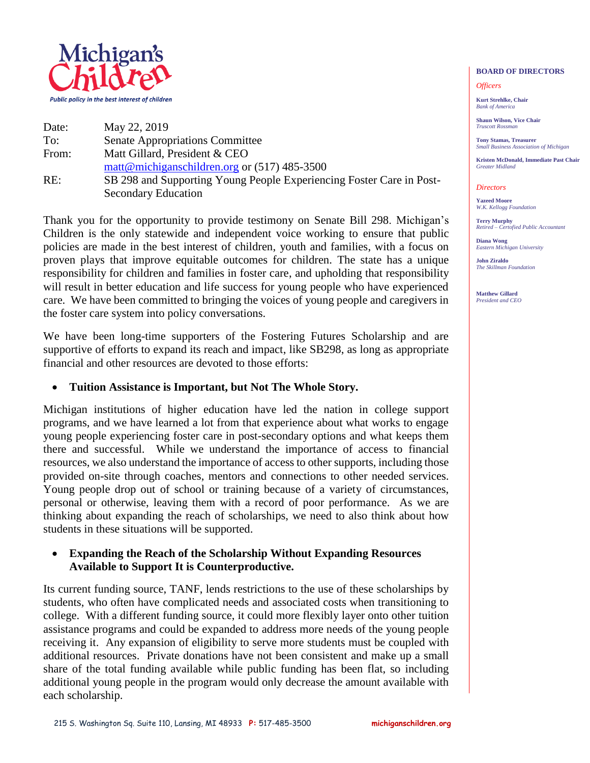Michigan's Children

*Public policy in the best interest of children*

| | |
|---|---|
| Date: | May 22, 2019 |
| To: | Senate Appropriations Committee |
| From: | Matt Gillard, President & CEO |
| | matt@michiganschildren.org or (517) 485-3500 |
| RE: | SB 298 and Supporting Young People Experiencing Foster Care in Post-Secondary Education |

**BOARD OF DIRECTORS**

*Officers*

**Kurt Strehlke, Chair**
*Bank of America*

**Shaun Wilson, Vice Chair**
*Truscott Rossman*

**Tony Stamas, Treasurer**
*Small Business Association of Michigan*

**Kristen McDonald, Immediate Past Chair**
*Greater Midland*

*Directors*

**Yazeed Moore**
*W.K. Kellogg Foundation*

**Terry Murphy**
*Retired – Certofied Public Accountant*

**Diana Wong**
*Eastern Michigan University*

**John Ziraldo**
*The Skillman Foundation*

**Matthew Gillard**
*President and CEO*

Thank you for the opportunity to provide testimony on Senate Bill 298. Michigan's Children is the only statewide and independent voice working to ensure that public policies are made in the best interest of children, youth and families, with a focus on proven plays that improve equitable outcomes for children. The state has a unique responsibility for children and families in foster care, and upholding that responsibility will result in better education and life success for young people who have experienced care. We have been committed to bringing the voices of young people and caregivers in the foster care system into policy conversations.

We have been long-time supporters of the Fostering Futures Scholarship and are supportive of efforts to expand its reach and impact, like SB298, as long as appropriate financial and other resources are devoted to those efforts:

- **Tuition Assistance is Important, but Not The Whole Story.**

Michigan institutions of higher education have led the nation in college support programs, and we have learned a lot from that experience about what works to engage young people experiencing foster care in post-secondary options and what keeps them there and successful. While we understand the importance of access to financial resources, we also understand the importance of access to other supports, including those provided on-site through coaches, mentors and connections to other needed services. Young people drop out of school or training because of a variety of circumstances, personal or otherwise, leaving them with a record of poor performance. As we are thinking about expanding the reach of scholarships, we need to also think about how students in these situations will be supported.

- **Expanding the Reach of the Scholarship Without Expanding Resources Available to Support It is Counterproductive.**

Its current funding source, TANF, lends restrictions to the use of these scholarships by students, who often have complicated needs and associated costs when transitioning to college. With a different funding source, it could more flexibly layer onto other tuition assistance programs and could be expanded to address more needs of the young people receiving it. Any expansion of eligibility to serve more students must be coupled with additional resources. Private donations have not been consistent and make up a small share of the total funding available while public funding has been flat, so including additional young people in the program would only decrease the amount available with each scholarship.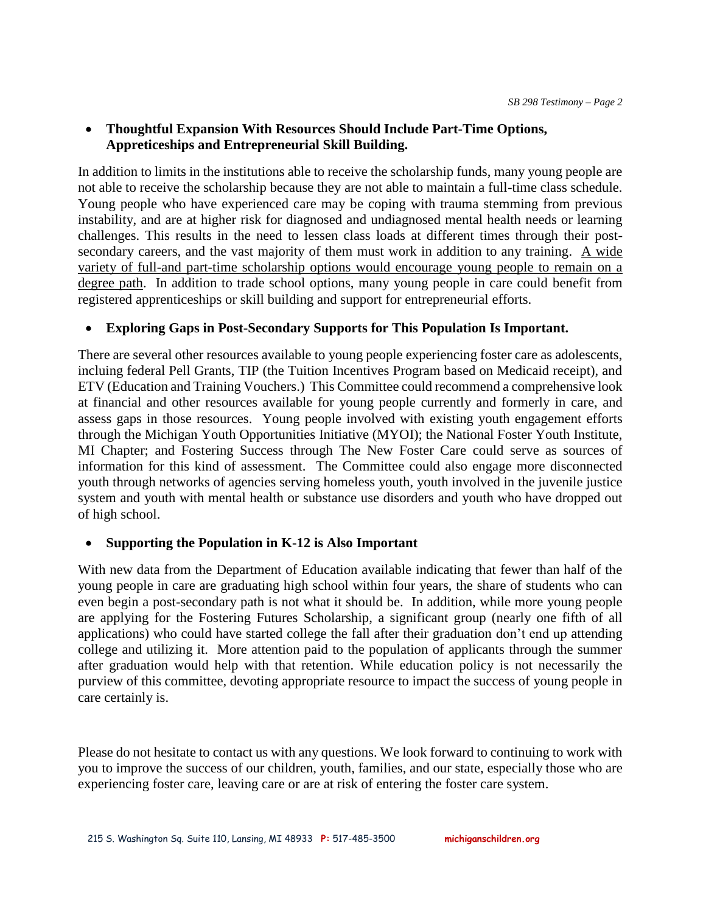- **Thoughtful Expansion With Resources Should Include Part-Time Options, Appreticeships and Entrepreneurial Skill Building.**

In addition to limits in the institutions able to receive the scholarship funds, many young people are not able to receive the scholarship because they are not able to maintain a full-time class schedule. Young people who have experienced care may be coping with trauma stemming from previous instability, and are at higher risk for diagnosed and undiagnosed mental health needs or learning challenges. This results in the need to lessen class loads at different times through their post-secondary careers, and the vast majority of them must work in addition to any training. <u>A wide variety of full-and part-time scholarship options would encourage young people to remain on a degree path</u>. In addition to trade school options, many young people in care could benefit from registered apprenticeships or skill building and support for entrepreneurial efforts.

- **Exploring Gaps in Post-Secondary Supports for This Population Is Important.**

There are several other resources available to young people experiencing foster care as adolescents, incluing federal Pell Grants, TIP (the Tuition Incentives Program based on Medicaid receipt), and ETV (Education and Training Vouchers.) This Committee could recommend a comprehensive look at financial and other resources available for young people currently and formerly in care, and assess gaps in those resources. Young people involved with existing youth engagement efforts through the Michigan Youth Opportunities Initiative (MYOI); the National Foster Youth Institute, MI Chapter; and Fostering Success through The New Foster Care could serve as sources of information for this kind of assessment. The Committee could also engage more disconnected youth through networks of agencies serving homeless youth, youth involved in the juvenile justice system and youth with mental health or substance use disorders and youth who have dropped out of high school.

- **Supporting the Population in K-12 is Also Important**

With new data from the Department of Education available indicating that fewer than half of the young people in care are graduating high school within four years, the share of students who can even begin a post-secondary path is not what it should be. In addition, while more young people are applying for the Fostering Futures Scholarship, a significant group (nearly one fifth of all applications) who could have started college the fall after their graduation don't end up attending college and utilizing it. More attention paid to the population of applicants through the summer after graduation would help with that retention. While education policy is not necessarily the purview of this committee, devoting appropriate resource to impact the success of young people in care certainly is.

Please do not hesitate to contact us with any questions. We look forward to continuing to work with you to improve the success of our children, youth, families, and our state, especially those who are experiencing foster care, leaving care or are at risk of entering the foster care system.